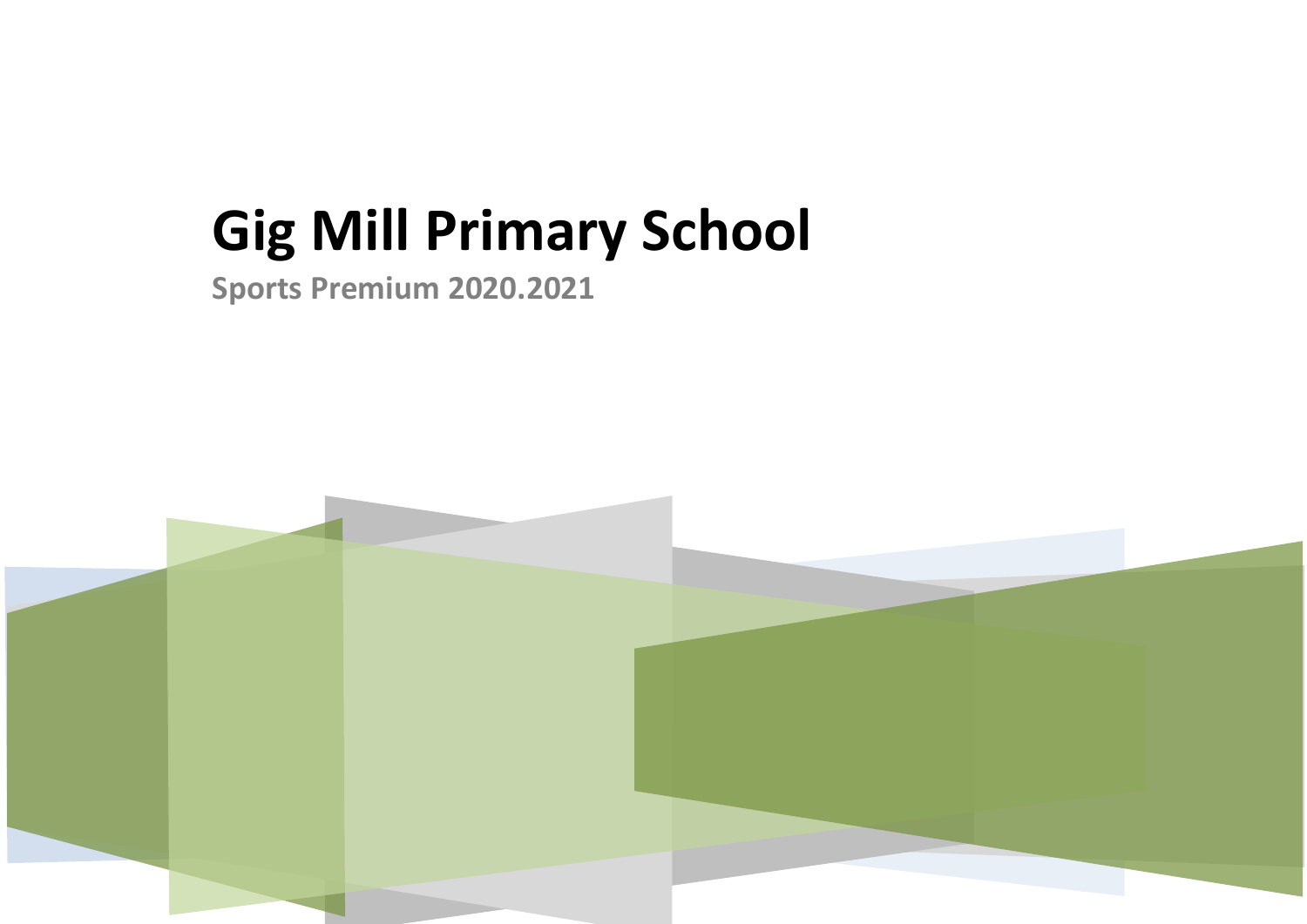# Gig Mill Primary School

**Sports Premium 2020.2021**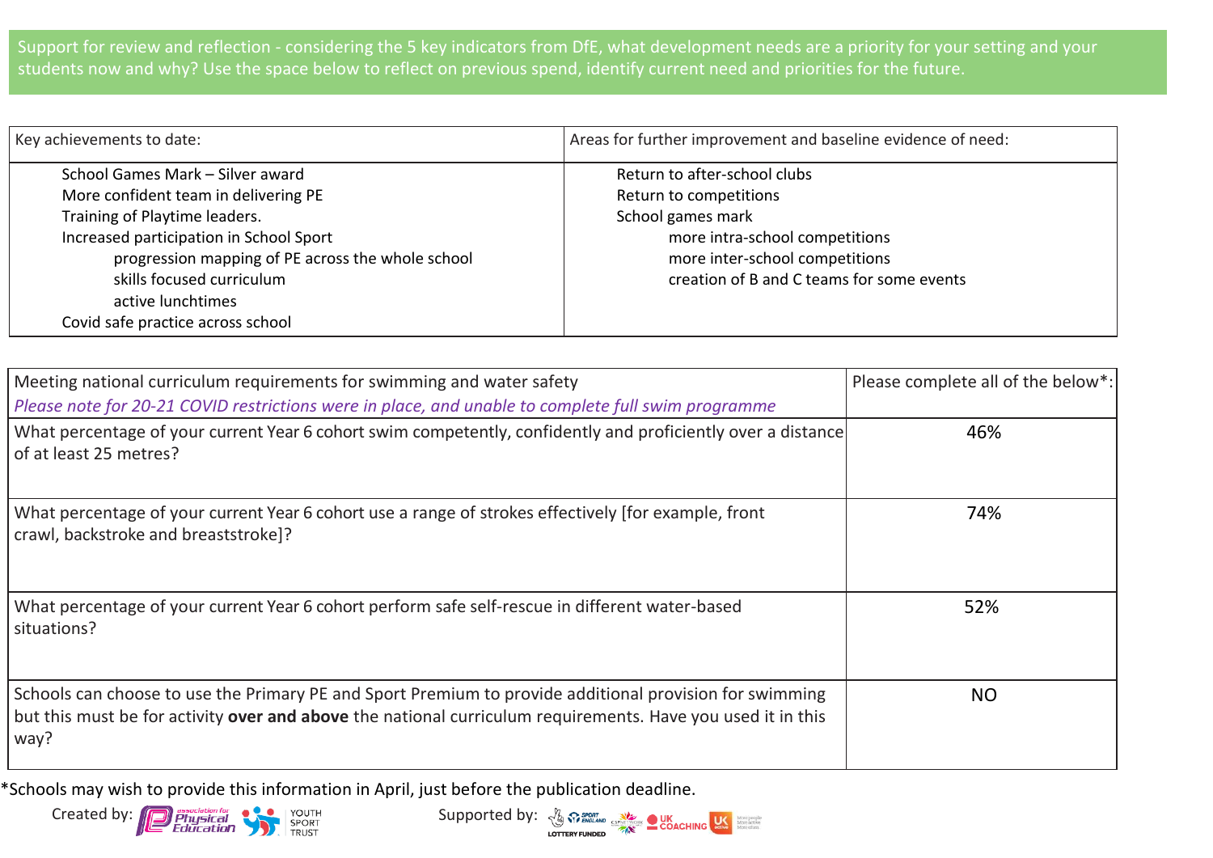Support for review and reflection - considering the 5 key indicators from DfE, what development needs are a priority for your setting and your students now and why? Use the space below to reflect on previous spend, identify current need and priorities for the future.

| Key achievements to date: | Areas for further improvement and baseline evidence of need: |
|---|---|
| School Games Mark – Silver award<br>More confident team in delivering PE<br>Training of Playtime leaders.<br>Increased participation in School Sport<br>- progression mapping of PE across the whole school<br>- skills focused curriculum<br>- active lunchtimes<br>Covid safe practice across school | Return to after-school clubs<br>Return to competitions<br>School games mark<br>- more intra-school competitions<br>- more inter-school competitions<br>- creation of B and C teams for some events |

| Meeting national curriculum requirements for swimming and water safety<br>*Please note for 20-21 COVID restrictions were in place, and unable to complete full swim programme* | Please complete all of the below*: |
|---|---|
| What percentage of your current Year 6 cohort swim competently, confidently and proficiently over a distance of at least 25 metres? | 46% |
| What percentage of your current Year 6 cohort use a range of strokes effectively [for example, front crawl, backstroke and breaststroke]? | 74% |
| What percentage of your current Year 6 cohort perform safe self-rescue in different water-based situations? | 52% |
| Schools can choose to use the Primary PE and Sport Premium to provide additional provision for swimming but this must be for activity **over and above** the national curriculum requirements. Have you used it in this way? | NO |

*Schools may wish to provide this information in April, just before the publication deadline.

Created by: association for Physical Education, Youth Sport Trust

Supported by: Sport England Lottery Funded, CSPN, UK Coaching, UK Active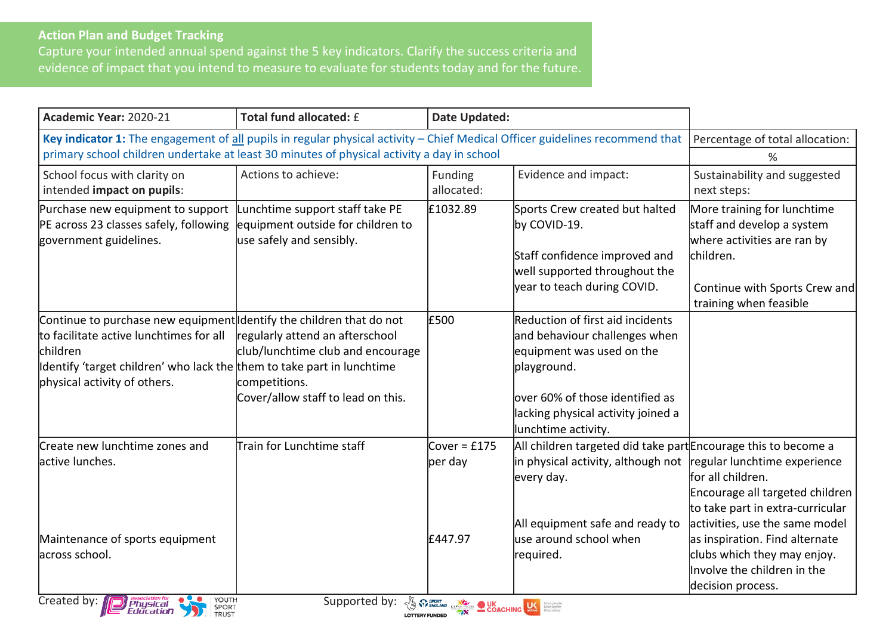**Action Plan and Budget Tracking**

Capture your intended annual spend against the 5 key indicators. Clarify the success criteria and evidence of impact that you intend to measure to evaluate for students today and for the future.

| **Academic Year:** 2020-21 | **Total fund allocated:** £ | **Date Updated:** | | |
|---|---|---|---|---|
| **Key indicator 1:** The engagement of all pupils in regular physical activity – Chief Medical Officer guidelines recommend that primary school children undertake at least 30 minutes of physical activity a day in school | | | | Percentage of total allocation: % |
| School focus with clarity on intended **impact on pupils**: | Actions to achieve: | Funding allocated: | Evidence and impact: | Sustainability and suggested next steps: |
| Purchase new equipment to support PE across 23 classes safely, following government guidelines. | Lunchtime support staff take PE equipment outside for children to use safely and sensibly. | £1032.89 | Sports Crew created but halted by COVID-19.<br><br>Staff confidence improved and well supported throughout the year to teach during COVID. | More training for lunchtime staff and develop a system where activities are ran by children.<br><br>Continue with Sports Crew and training when feasible |
| Continue to purchase new equipment to facilitate active lunchtimes for all children<br>Identify 'target children' who lack the physical activity of others. | Identify the children that do not regularly attend an afterschool club/lunchtime club and encourage them to take part in lunchtime competitions.<br>Cover/allow staff to lead on this. | £500 | Reduction of first aid incidents and behaviour challenges when equipment was used on the playground.<br><br>over 60% of those identified as lacking physical activity joined a lunchtime activity. | |
| Create new lunchtime zones and active lunches.<br><br>Maintenance of sports equipment across school. | Train for Lunchtime staff | Cover = £175 per day<br><br>£447.97 | All children targeted did take part in physical activity, although not every day.<br><br>All equipment safe and ready to use around school when required. | Encourage this to become a regular lunchtime experience for all children.<br>Encourage all targeted children to take part in extra-curricular activities, use the same model as inspiration. Find alternate clubs which they may enjoy. Involve the children in the decision process. |

Created by: association for Physical Education, YOUTH SPORT TRUST Supported by: SPORT ENGLAND, LOTTERY FUNDED, CSPNETWORK, UK COACHING, UK active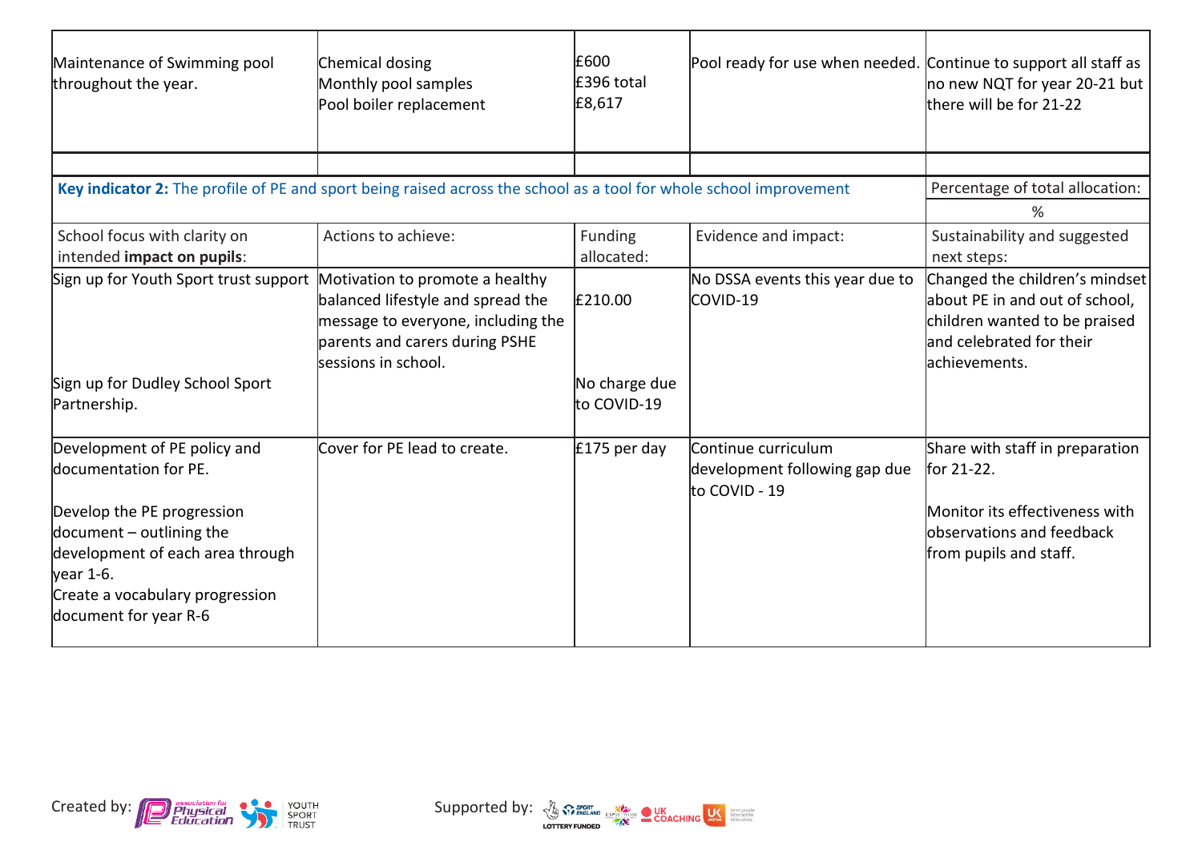| | | | | |
|---|---|---|---|---|
| Maintenance of Swimming pool throughout the year. | Chemical dosing<br>Monthly pool samples<br>Pool boiler replacement | £600<br>£396 total<br>£8,617 | Pool ready for use when needed. | Continue to support all staff as no new NQT for year 20-21 but there will be for 21-22 |
| | | | | |

| **Key indicator 2:** The profile of PE and sport being raised across the school as a tool for whole school improvement | | | | Percentage of total allocation: |
|---|---|---|---|---|
| | | | | % |
| School focus with clarity on intended **impact on pupils**: | Actions to achieve: | Funding allocated: | Evidence and impact: | Sustainability and suggested next steps: |
| Sign up for Youth Sport trust support<br><br>Sign up for Dudley School Sport Partnership. | Motivation to promote a healthy balanced lifestyle and spread the message to everyone, including the parents and carers during PSHE sessions in school. | £210.00<br><br>No charge due to COVID-19 | No DSSA events this year due to COVID-19 | Changed the children's mindset about PE in and out of school, children wanted to be praised and celebrated for their achievements. |
| Development of PE policy and documentation for PE.<br><br>Develop the PE progression document – outlining the development of each area through year 1-6.<br>Create a vocabulary progression document for year R-6 | Cover for PE lead to create. | £175 per day | Continue curriculum development following gap due to COVID - 19 | Share with staff in preparation for 21-22.<br><br>Monitor its effectiveness with observations and feedback from pupils and staff. |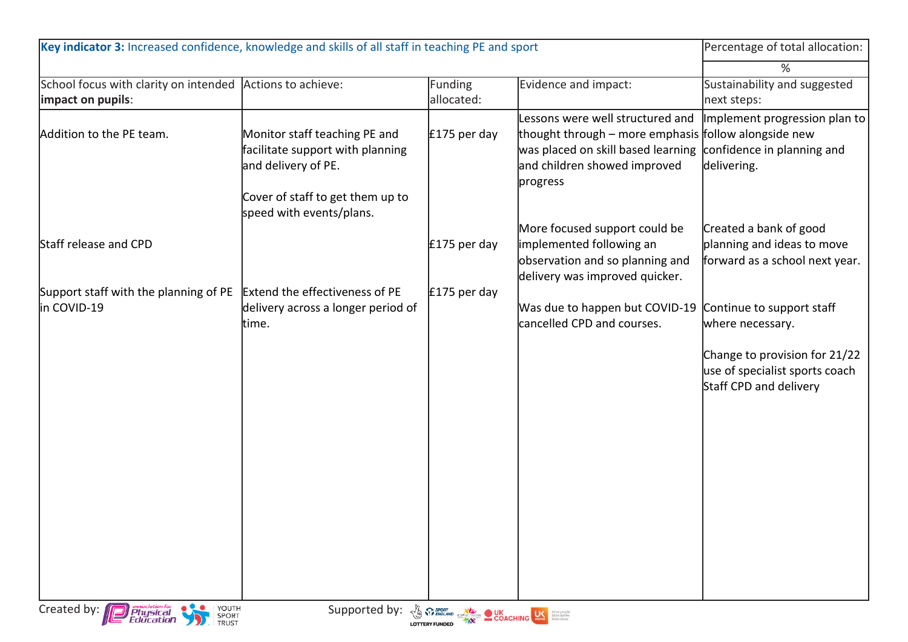| **Key indicator 3:** Increased confidence, knowledge and skills of all staff in teaching PE and sport | | | | Percentage of total allocation: |
|---|---|---|---|---|
| | | | | % |
| School focus with clarity on intended **impact on pupils**: | Actions to achieve: | Funding allocated: | Evidence and impact: | Sustainability and suggested next steps: |
| Addition to the PE team. | Monitor staff teaching PE and facilitate support with planning and delivery of PE.<br><br>Cover of staff to get them up to speed with events/plans. | £175 per day | Lessons were well structured and thought through – more emphasis was placed on skill based learning and children showed improved progress | Implement progression plan to follow alongside new confidence in planning and delivering. |
| Staff release and CPD | | £175 per day | More focused support could be implemented following an observation and so planning and delivery was improved quicker. | Created a bank of good planning and ideas to move forward as a school next year. |
| Support staff with the planning of PE in COVID-19 | Extend the effectiveness of PE delivery across a longer period of time. | £175 per day | Was due to happen but COVID-19 cancelled CPD and courses. | Continue to support staff where necessary.<br><br>Change to provision for 21/22 use of specialist sports coach Staff CPD and delivery |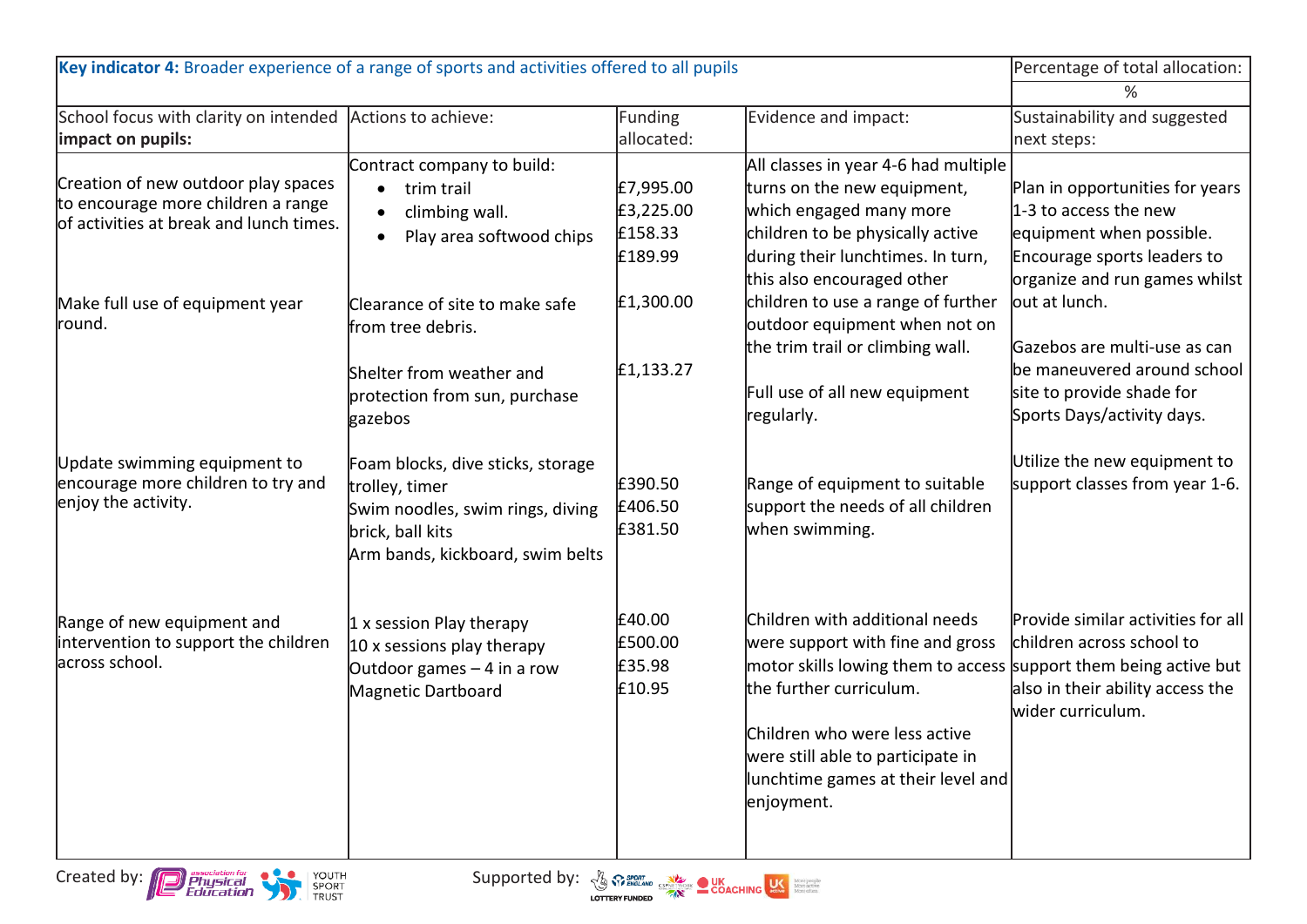| **Key indicator 4:** Broader experience of a range of sports and activities offered to all pupils | | | | Percentage of total allocation: |
|---|---|---|---|---|
| | | | | % |
| School focus with clarity on intended **impact on pupils:** | Actions to achieve: | Funding allocated: | Evidence and impact: | Sustainability and suggested next steps: |
| Creation of new outdoor play spaces to encourage more children a range of activities at break and lunch times.<br><br>Make full use of equipment year round. | Contract company to build:<br>• trim trail<br>• climbing wall.<br>• Play area softwood chips<br><br>Clearance of site to make safe from tree debris.<br><br>Shelter from weather and protection from sun, purchase gazebos | £7,995.00<br>£3,225.00<br>£158.33<br>£189.99<br><br>£1,300.00<br><br>£1,133.27 | All classes in year 4-6 had multiple turns on the new equipment, which engaged many more children to be physically active during their lunchtimes. In turn, this also encouraged other children to use a range of further outdoor equipment when not on the trim trail or climbing wall.<br><br>Full use of all new equipment regularly. | Plan in opportunities for years 1-3 to access the new equipment when possible. Encourage sports leaders to organize and run games whilst out at lunch.<br><br>Gazebos are multi-use as can be maneuvered around school site to provide shade for Sports Days/activity days. |
| Update swimming equipment to encourage more children to try and enjoy the activity. | Foam blocks, dive sticks, storage trolley, timer<br>Swim noodles, swim rings, diving brick, ball kits<br>Arm bands, kickboard, swim belts | £390.50<br>£406.50<br>£381.50 | Range of equipment to suitable support the needs of all children when swimming. | Utilize the new equipment to support classes from year 1-6. |
| Range of new equipment and intervention to support the children across school. | 1 x session Play therapy<br>10 x sessions play therapy<br>Outdoor games – 4 in a row<br>Magnetic Dartboard | £40.00<br>£500.00<br>£35.98<br>£10.95 | Children with additional needs were support with fine and gross motor skills lowing them to access the further curriculum.<br><br>Children who were less active were still able to participate in lunchtime games at their level and enjoyment. | Provide similar activities for all children across school to support them being active but also in their ability access the wider curriculum. |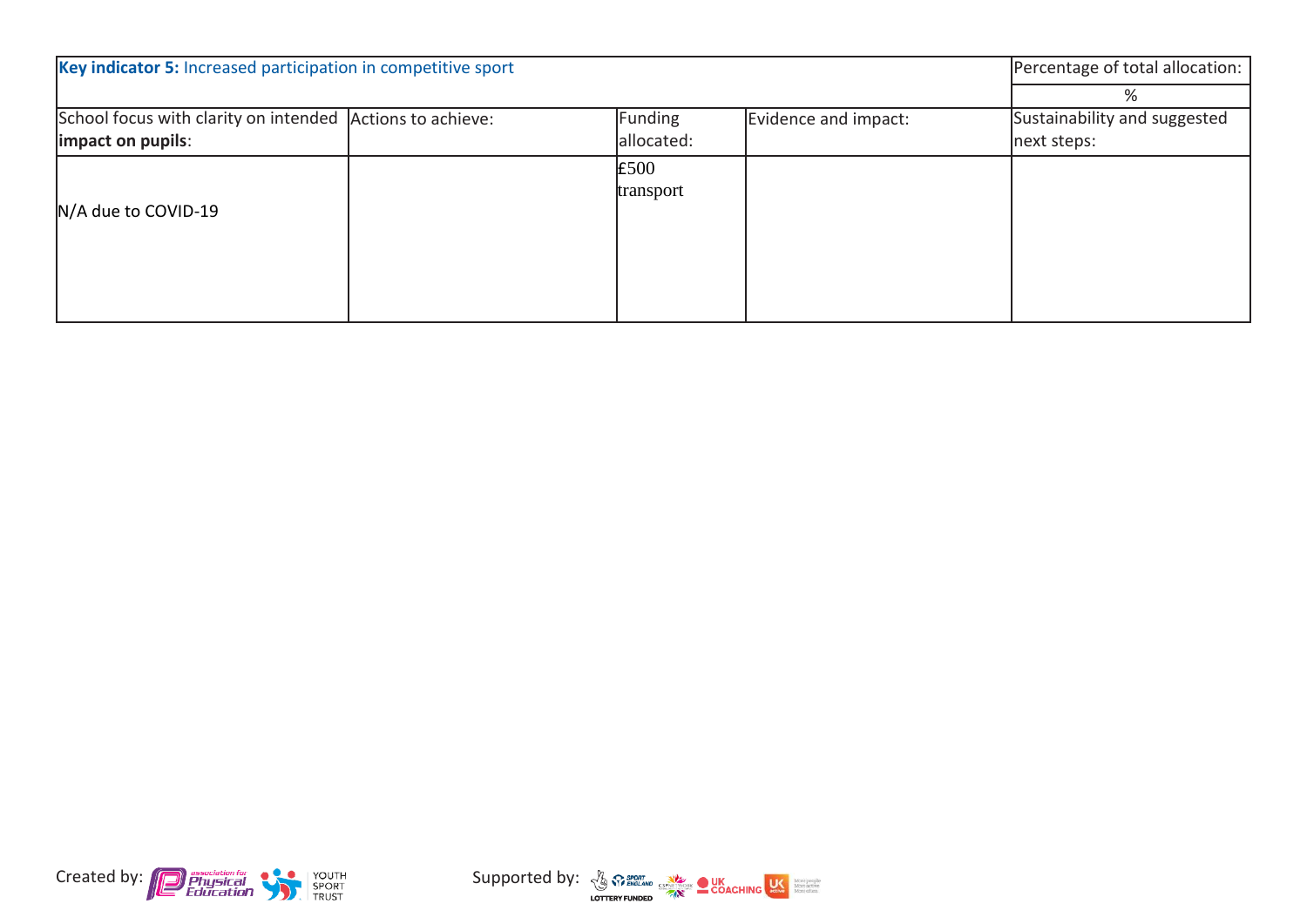| **Key indicator 5:** Increased participation in competitive sport | | | | Percentage of total allocation: |
|---|---|---|---|---|
| | | | | % |
| School focus with clarity on intended **impact on pupils**: | Actions to achieve: | Funding allocated: | Evidence and impact: | Sustainability and suggested next steps: |
| N/A due to COVID-19 | | £500 transport | | |

Created by: association for Physical Education, Youth Sport Trust

Supported by: Sport England, Lottery Funded, CSPN, UK Coaching, UK Active